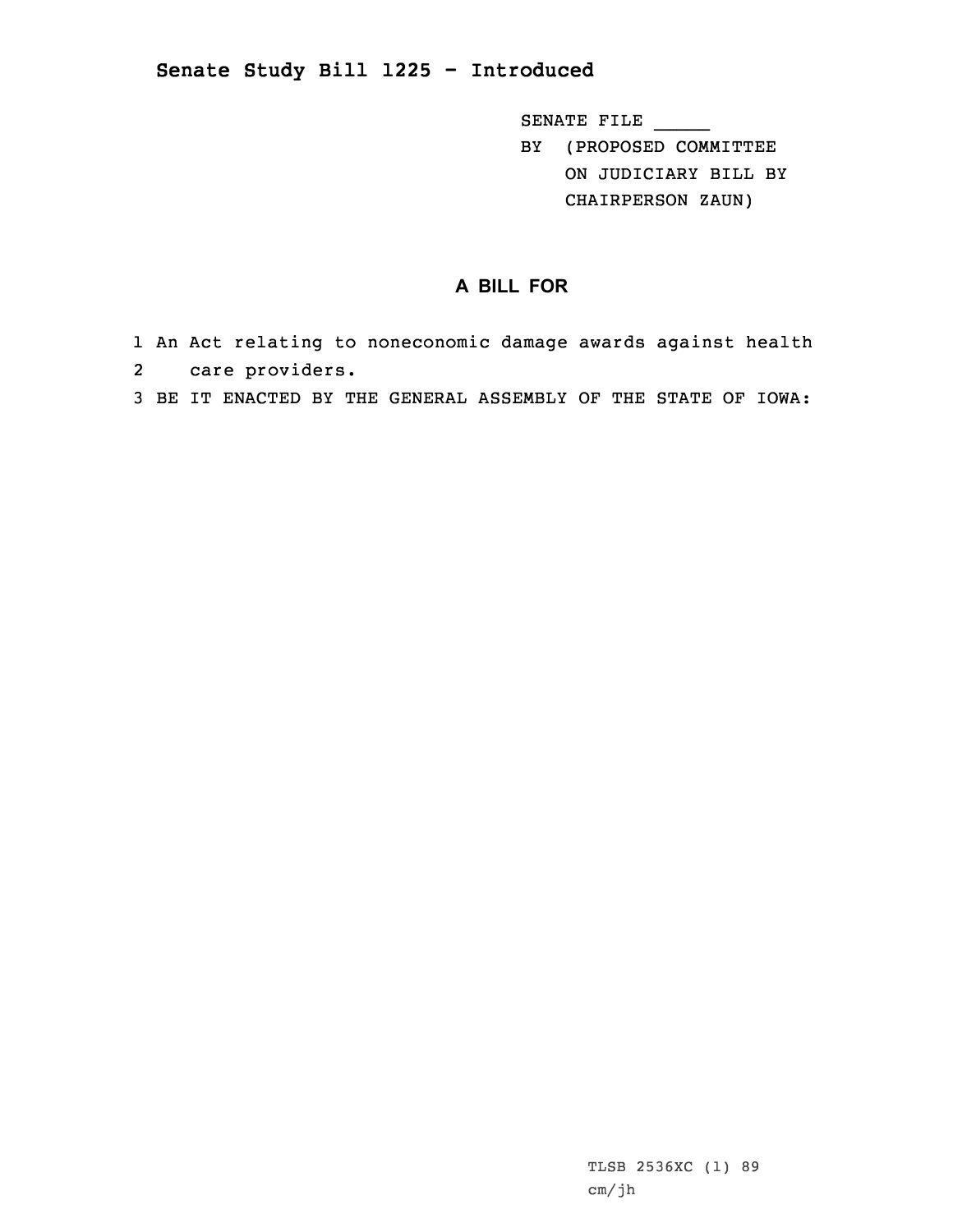# Senate Study Bill 1225 - Introduced

SENATE FILE _____
BY (PROPOSED COMMITTEE ON JUDICIARY BILL BY CHAIRPERSON ZAUN)

## A BILL FOR

1 An Act relating to noneconomic damage awards against health
2 care providers.
3 BE IT ENACTED BY THE GENERAL ASSEMBLY OF THE STATE OF IOWA:

TLSB 2536XC (1) 89
cm/jh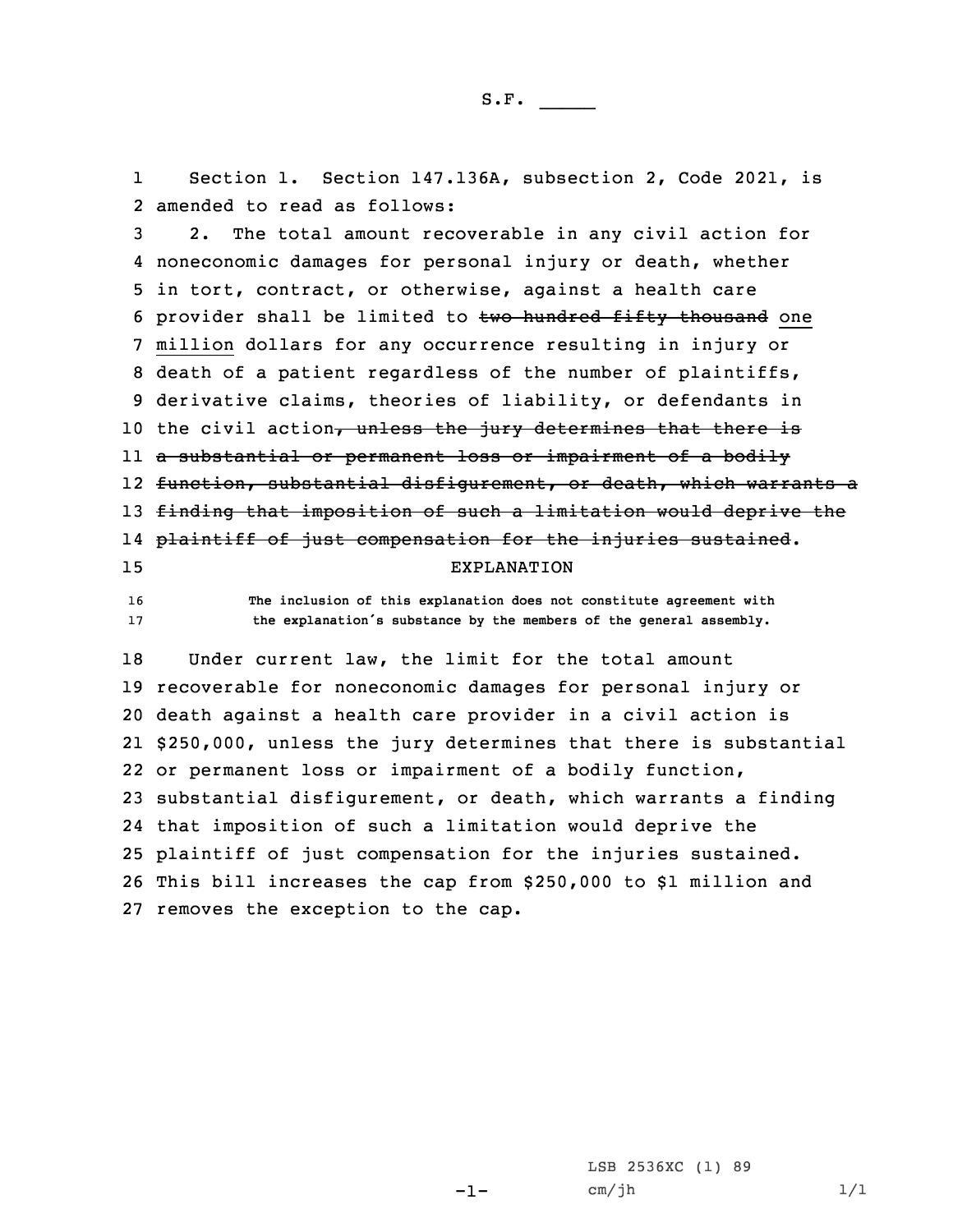S.F. _____

Section 1. Section 147.136A, subsection 2, Code 2021, is amended to read as follows:

2. The total amount recoverable in any civil action for noneconomic damages for personal injury or death, whether in tort, contract, or otherwise, against a health care provider shall be limited to ~~two hundred fifty thousand~~ one million dollars for any occurrence resulting in injury or death of a patient regardless of the number of plaintiffs, derivative claims, theories of liability, or defendants in the civil action~~, unless the jury determines that there is a substantial or permanent loss or impairment of a bodily function, substantial disfigurement, or death, which warrants a finding that imposition of such a limitation would deprive the plaintiff of just compensation for the injuries sustained~~.

EXPLANATION

**The inclusion of this explanation does not constitute agreement with the explanation's substance by the members of the general assembly.**

Under current law, the limit for the total amount recoverable for noneconomic damages for personal injury or death against a health care provider in a civil action is $250,000, unless the jury determines that there is substantial or permanent loss or impairment of a bodily function, substantial disfigurement, or death, which warrants a finding that imposition of such a limitation would deprive the plaintiff of just compensation for the injuries sustained. This bill increases the cap from $250,000 to $1 million and removes the exception to the cap.

LSB 2536XC (1) 89
cm/jh